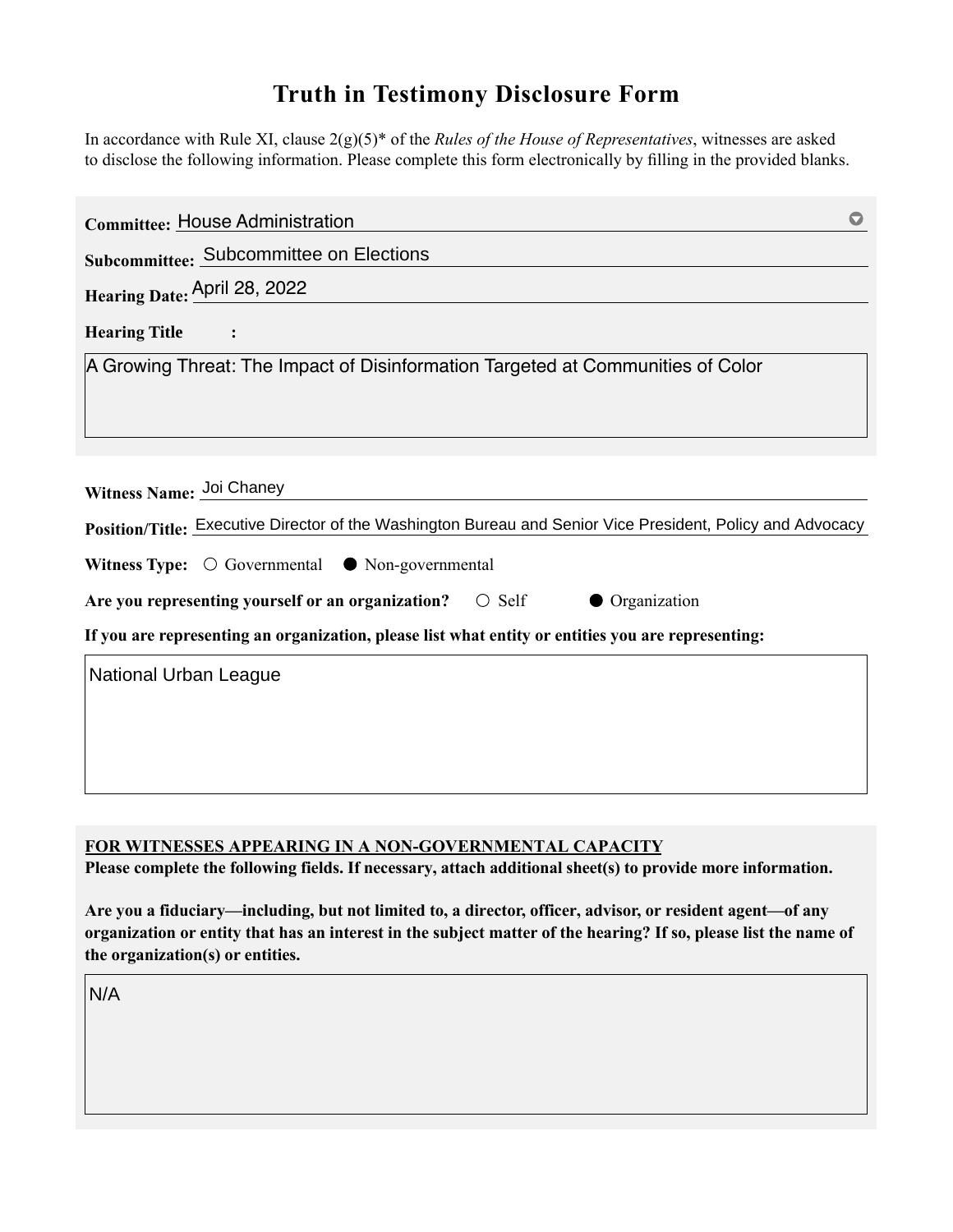# Truth in Testimony Disclosure Form

In accordance with Rule XI, clause 2(g)(5)* of the *Rules of the House of Representatives*, witnesses are asked to disclose the following information. Please complete this form electronically by filling in the provided blanks.

**Committee:** House Administration

**Subcommittee:** Subcommittee on Elections

**Hearing Date:** April 28, 2022

**Hearing Title:**

A Growing Threat: The Impact of Disinformation Targeted at Communities of Color

**Witness Name:** Joi Chaney

**Position/Title:** Executive Director of the Washington Bureau and Senior Vice President, Policy and Advocacy

**Witness Type:** ○ Governmental ● Non-governmental

**Are you representing yourself or an organization?** ○ Self ● Organization

**If you are representing an organization, please list what entity or entities you are representing:**

National Urban League

**FOR WITNESSES APPEARING IN A NON-GOVERNMENTAL CAPACITY**

**Please complete the following fields. If necessary, attach additional sheet(s) to provide more information.**

**Are you a fiduciary—including, but not limited to, a director, officer, advisor, or resident agent—of any organization or entity that has an interest in the subject matter of the hearing? If so, please list the name of the organization(s) or entities.**

N/A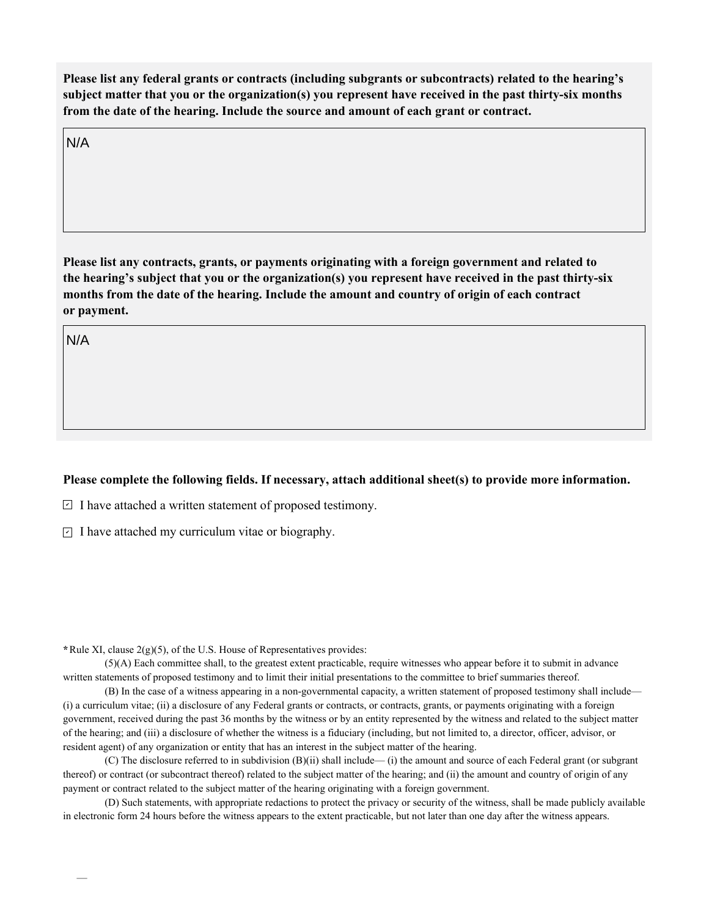**Please list any federal grants or contracts (including subgrants or subcontracts) related to the hearing's subject matter that you or the organization(s) you represent have received in the past thirty-six months from the date of the hearing. Include the source and amount of each grant or contract.**

N/A

**Please list any contracts, grants, or payments originating with a foreign government and related to the hearing's subject that you or the organization(s) you represent have received in the past thirty-six months from the date of the hearing. Include the amount and country of origin of each contract or payment.**

N/A

**Please complete the following fields. If necessary, attach additional sheet(s) to provide more information.**

- [x] I have attached a written statement of proposed testimony.
- [x] I have attached my curriculum vitae or biography.

**\***Rule XI, clause 2(g)(5), of the U.S. House of Representatives provides:

(5)(A) Each committee shall, to the greatest extent practicable, require witnesses who appear before it to submit in advance written statements of proposed testimony and to limit their initial presentations to the committee to brief summaries thereof.

(B) In the case of a witness appearing in a non-governmental capacity, a written statement of proposed testimony shall include— (i) a curriculum vitae; (ii) a disclosure of any Federal grants or contracts, or contracts, grants, or payments originating with a foreign government, received during the past 36 months by the witness or by an entity represented by the witness and related to the subject matter of the hearing; and (iii) a disclosure of whether the witness is a fiduciary (including, but not limited to, a director, officer, advisor, or resident agent) of any organization or entity that has an interest in the subject matter of the hearing.

(C) The disclosure referred to in subdivision (B)(ii) shall include— (i) the amount and source of each Federal grant (or subgrant thereof) or contract (or subcontract thereof) related to the subject matter of the hearing; and (ii) the amount and country of origin of any payment or contract related to the subject matter of the hearing originating with a foreign government.

(D) Such statements, with appropriate redactions to protect the privacy or security of the witness, shall be made publicly available in electronic form 24 hours before the witness appears to the extent practicable, but not later than one day after the witness appears.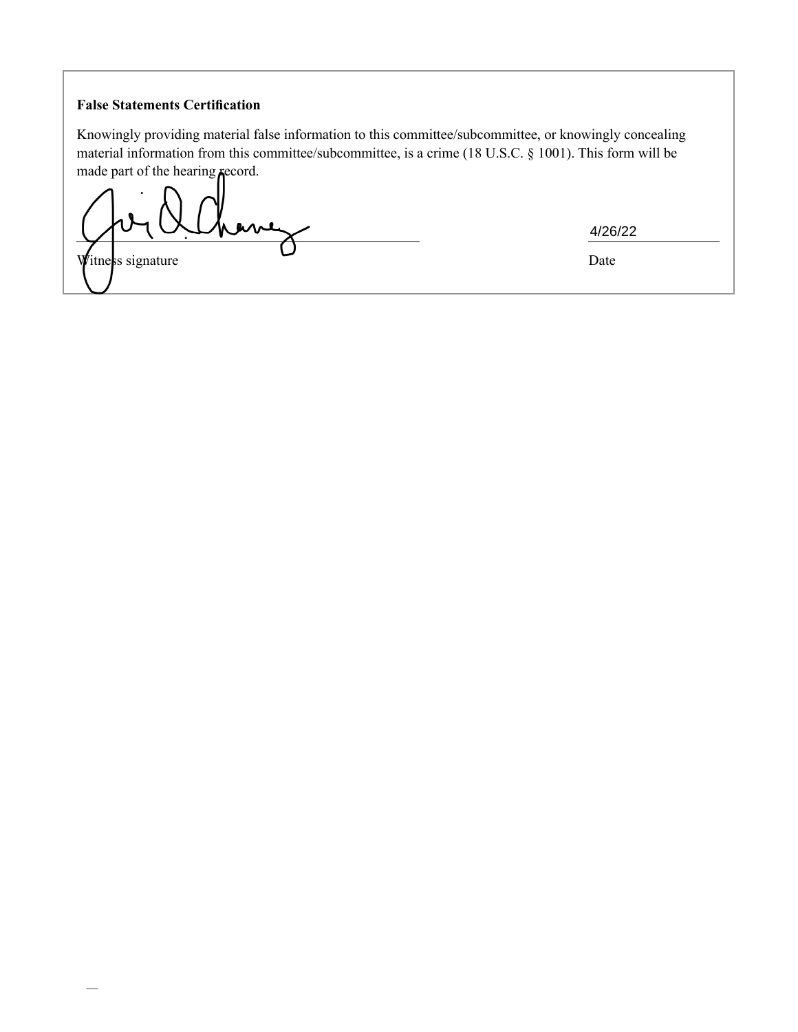**False Statements Certification**

Knowingly providing material false information to this committee/subcommittee, or knowingly concealing material information from this committee/subcommittee, is a crime (18 U.S.C. § 1001). This form will be made part of the hearing record.

Witness signature

4/26/22

Date